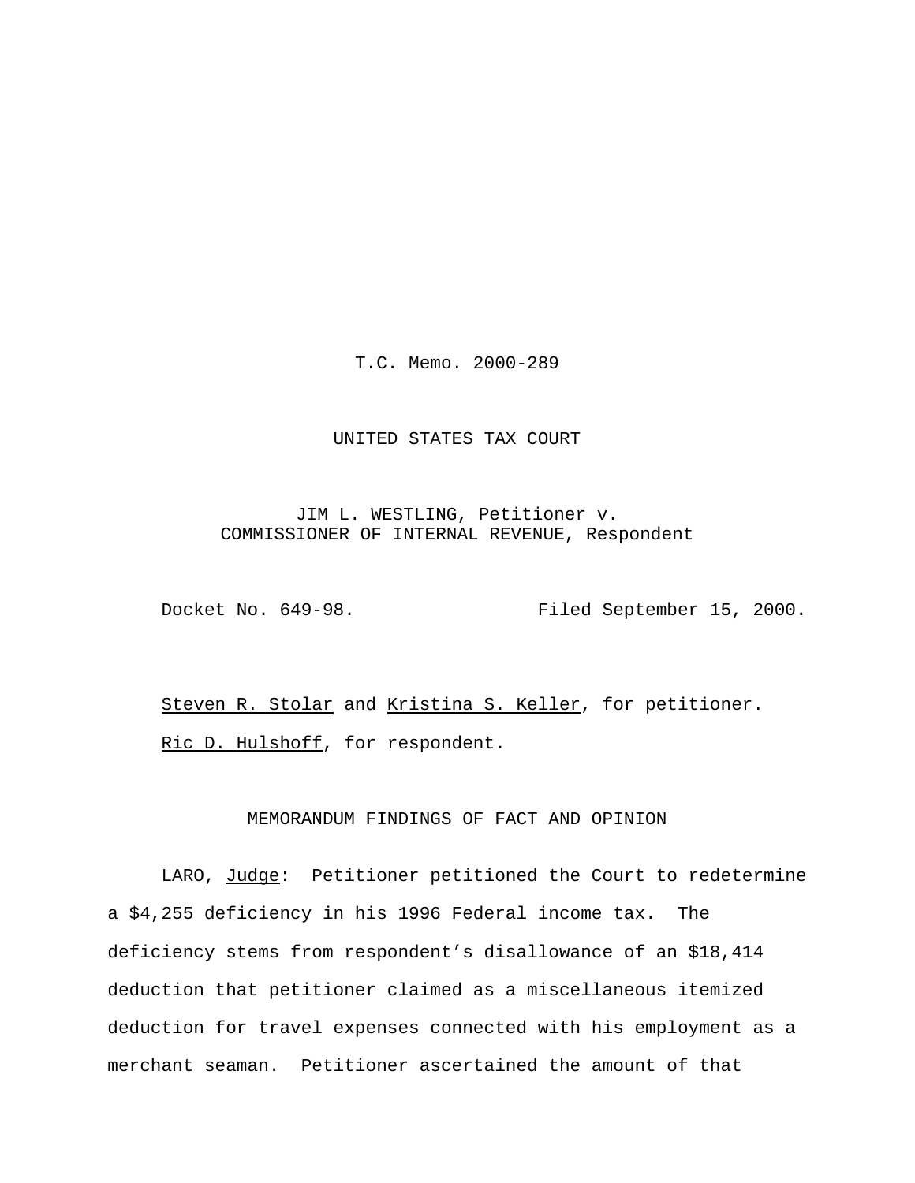T.C. Memo. 2000-289

UNITED STATES TAX COURT

JIM L. WESTLING, Petitioner v.
COMMISSIONER OF INTERNAL REVENUE, Respondent

Docket No. 649-98. Filed September 15, 2000.

Steven R. Stolar and Kristina S. Keller, for petitioner.

Ric D. Hulshoff, for respondent.

MEMORANDUM FINDINGS OF FACT AND OPINION

LARO, Judge: Petitioner petitioned the Court to redetermine a $4,255 deficiency in his 1996 Federal income tax. The deficiency stems from respondent's disallowance of an $18,414 deduction that petitioner claimed as a miscellaneous itemized deduction for travel expenses connected with his employment as a merchant seaman. Petitioner ascertained the amount of that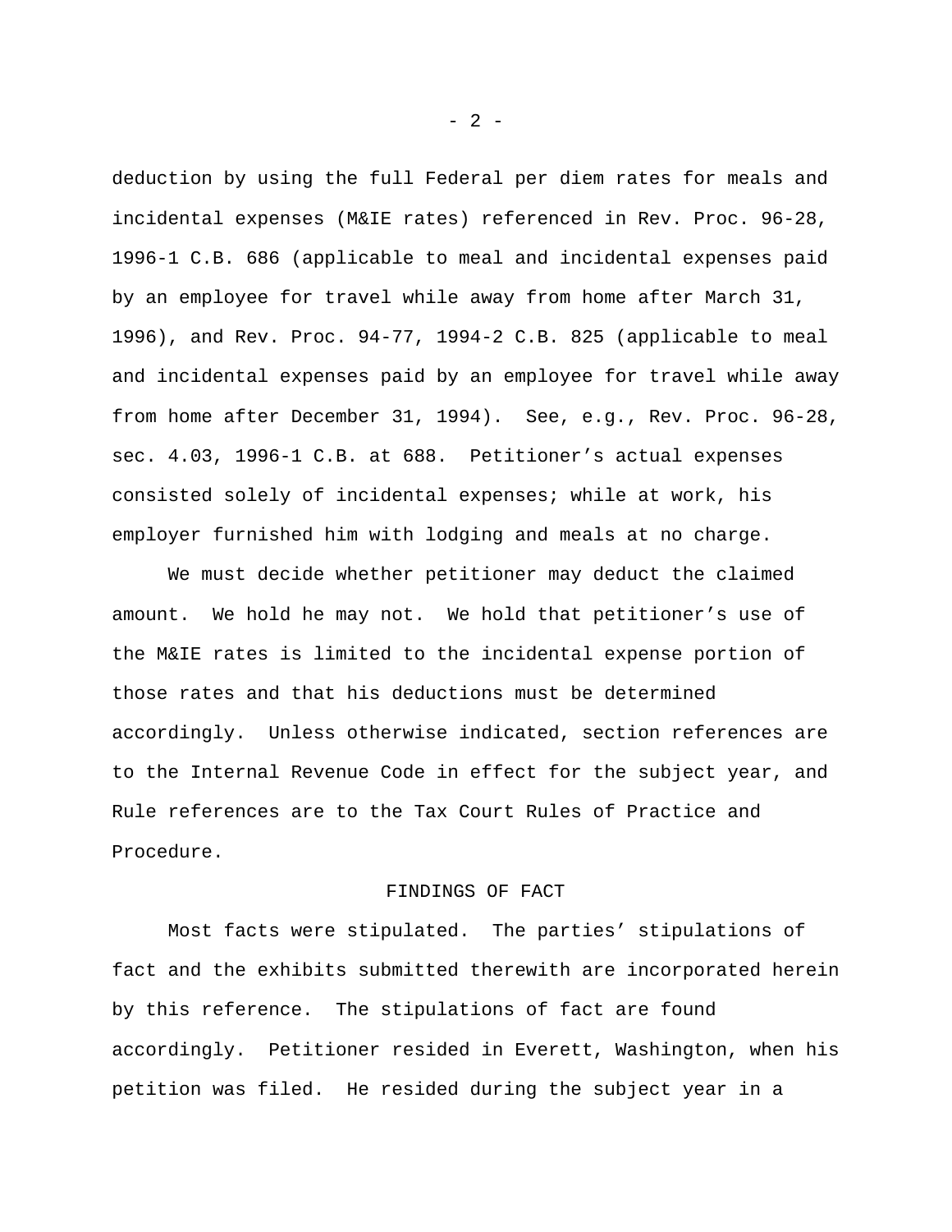deduction by using the full Federal per diem rates for meals and incidental expenses (M&IE rates) referenced in Rev. Proc. 96-28, 1996-1 C.B. 686 (applicable to meal and incidental expenses paid by an employee for travel while away from home after March 31, 1996), and Rev. Proc. 94-77, 1994-2 C.B. 825 (applicable to meal and incidental expenses paid by an employee for travel while away from home after December 31, 1994). See, e.g., Rev. Proc. 96-28, sec. 4.03, 1996-1 C.B. at 688. Petitioner's actual expenses consisted solely of incidental expenses; while at work, his employer furnished him with lodging and meals at no charge.

We must decide whether petitioner may deduct the claimed amount. We hold he may not. We hold that petitioner's use of the M&IE rates is limited to the incidental expense portion of those rates and that his deductions must be determined accordingly. Unless otherwise indicated, section references are to the Internal Revenue Code in effect for the subject year, and Rule references are to the Tax Court Rules of Practice and Procedure.

## FINDINGS OF FACT

Most facts were stipulated. The parties' stipulations of fact and the exhibits submitted therewith are incorporated herein by this reference. The stipulations of fact are found accordingly. Petitioner resided in Everett, Washington, when his petition was filed. He resided during the subject year in a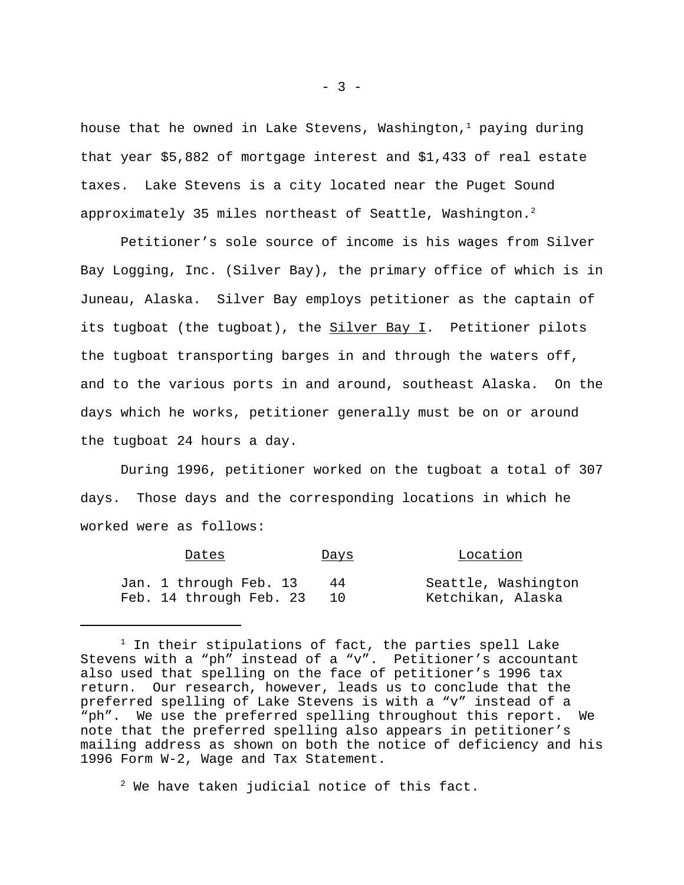house that he owned in Lake Stevens, Washington,[1] paying during that year $5,882 of mortgage interest and $1,433 of real estate taxes. Lake Stevens is a city located near the Puget Sound approximately 35 miles northeast of Seattle, Washington.[2]

Petitioner's sole source of income is his wages from Silver Bay Logging, Inc. (Silver Bay), the primary office of which is in Juneau, Alaska. Silver Bay employs petitioner as the captain of its tugboat (the tugboat), the Silver Bay I. Petitioner pilots the tugboat transporting barges in and through the waters off, and to the various ports in and around, southeast Alaska. On the days which he works, petitioner generally must be on or around the tugboat 24 hours a day.

During 1996, petitioner worked on the tugboat a total of 307 days. Those days and the corresponding locations in which he worked were as follows:

| Dates | Days | Location |
|---|---|---|
| Jan. 1 through Feb. 13 | 44 | Seattle, Washington |
| Feb. 14 through Feb. 23 | 10 | Ketchikan, Alaska |

---

[1] In their stipulations of fact, the parties spell Lake Stevens with a "ph" instead of a "v". Petitioner's accountant also used that spelling on the face of petitioner's 1996 tax return. Our research, however, leads us to conclude that the preferred spelling of Lake Stevens is with a "v" instead of a "ph". We use the preferred spelling throughout this report. We note that the preferred spelling also appears in petitioner's mailing address as shown on both the notice of deficiency and his 1996 Form W-2, Wage and Tax Statement.

[2] We have taken judicial notice of this fact.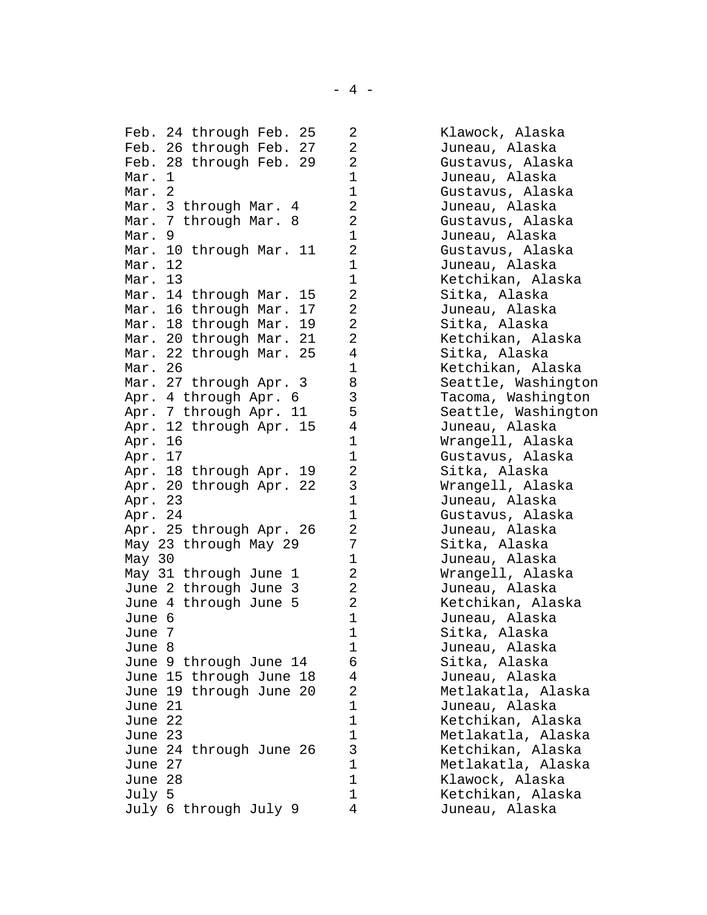| | | |
|---|---|---|
| Feb. 24 through Feb. 25 | 2 | Klawock, Alaska |
| Feb. 26 through Feb. 27 | 2 | Juneau, Alaska |
| Feb. 28 through Feb. 29 | 2 | Gustavus, Alaska |
| Mar. 1 | 1 | Juneau, Alaska |
| Mar. 2 | 1 | Gustavus, Alaska |
| Mar. 3 through Mar. 4 | 2 | Juneau, Alaska |
| Mar. 7 through Mar. 8 | 2 | Gustavus, Alaska |
| Mar. 9 | 1 | Juneau, Alaska |
| Mar. 10 through Mar. 11 | 2 | Gustavus, Alaska |
| Mar. 12 | 1 | Juneau, Alaska |
| Mar. 13 | 1 | Ketchikan, Alaska |
| Mar. 14 through Mar. 15 | 2 | Sitka, Alaska |
| Mar. 16 through Mar. 17 | 2 | Juneau, Alaska |
| Mar. 18 through Mar. 19 | 2 | Sitka, Alaska |
| Mar. 20 through Mar. 21 | 2 | Ketchikan, Alaska |
| Mar. 22 through Mar. 25 | 4 | Sitka, Alaska |
| Mar. 26 | 1 | Ketchikan, Alaska |
| Mar. 27 through Apr. 3 | 8 | Seattle, Washington |
| Apr. 4 through Apr. 6 | 3 | Tacoma, Washington |
| Apr. 7 through Apr. 11 | 5 | Seattle, Washington |
| Apr. 12 through Apr. 15 | 4 | Juneau, Alaska |
| Apr. 16 | 1 | Wrangell, Alaska |
| Apr. 17 | 1 | Gustavus, Alaska |
| Apr. 18 through Apr. 19 | 2 | Sitka, Alaska |
| Apr. 20 through Apr. 22 | 3 | Wrangell, Alaska |
| Apr. 23 | 1 | Juneau, Alaska |
| Apr. 24 | 1 | Gustavus, Alaska |
| Apr. 25 through Apr. 26 | 2 | Juneau, Alaska |
| May 23 through May 29 | 7 | Sitka, Alaska |
| May 30 | 1 | Juneau, Alaska |
| May 31 through June 1 | 2 | Wrangell, Alaska |
| June 2 through June 3 | 2 | Juneau, Alaska |
| June 4 through June 5 | 2 | Ketchikan, Alaska |
| June 6 | 1 | Juneau, Alaska |
| June 7 | 1 | Sitka, Alaska |
| June 8 | 1 | Juneau, Alaska |
| June 9 through June 14 | 6 | Sitka, Alaska |
| June 15 through June 18 | 4 | Juneau, Alaska |
| June 19 through June 20 | 2 | Metlakatla, Alaska |
| June 21 | 1 | Juneau, Alaska |
| June 22 | 1 | Ketchikan, Alaska |
| June 23 | 1 | Metlakatla, Alaska |
| June 24 through June 26 | 3 | Ketchikan, Alaska |
| June 27 | 1 | Metlakatla, Alaska |
| June 28 | 1 | Klawock, Alaska |
| July 5 | 1 | Ketchikan, Alaska |
| July 6 through July 9 | 4 | Juneau, Alaska |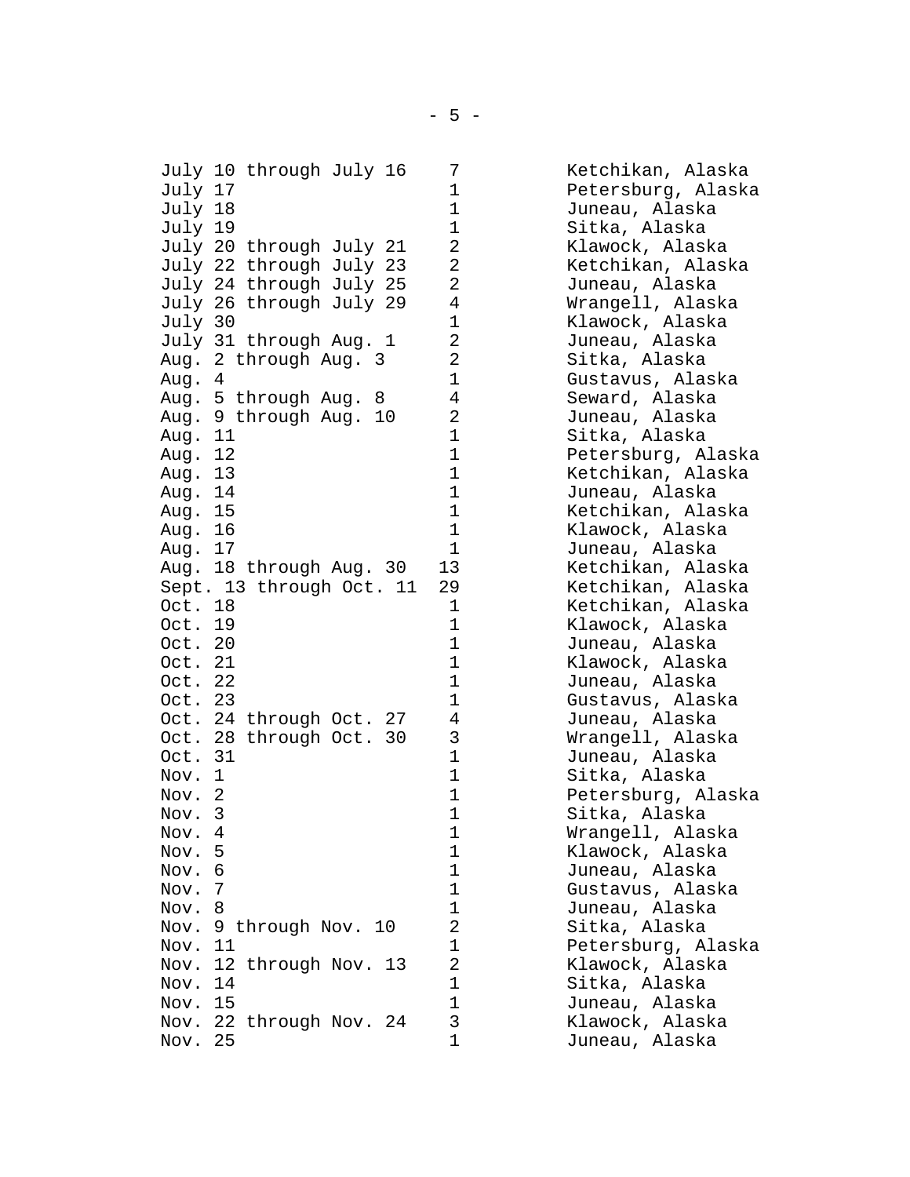| | | |
|---|---|---|
| July 10 through July 16 | 7 | Ketchikan, Alaska |
| July 17 | 1 | Petersburg, Alaska |
| July 18 | 1 | Juneau, Alaska |
| July 19 | 1 | Sitka, Alaska |
| July 20 through July 21 | 2 | Klawock, Alaska |
| July 22 through July 23 | 2 | Ketchikan, Alaska |
| July 24 through July 25 | 2 | Juneau, Alaska |
| July 26 through July 29 | 4 | Wrangell, Alaska |
| July 30 | 1 | Klawock, Alaska |
| July 31 through Aug. 1 | 2 | Juneau, Alaska |
| Aug. 2 through Aug. 3 | 2 | Sitka, Alaska |
| Aug. 4 | 1 | Gustavus, Alaska |
| Aug. 5 through Aug. 8 | 4 | Seward, Alaska |
| Aug. 9 through Aug. 10 | 2 | Juneau, Alaska |
| Aug. 11 | 1 | Sitka, Alaska |
| Aug. 12 | 1 | Petersburg, Alaska |
| Aug. 13 | 1 | Ketchikan, Alaska |
| Aug. 14 | 1 | Juneau, Alaska |
| Aug. 15 | 1 | Ketchikan, Alaska |
| Aug. 16 | 1 | Klawock, Alaska |
| Aug. 17 | 1 | Juneau, Alaska |
| Aug. 18 through Aug. 30 | 13 | Ketchikan, Alaska |
| Sept. 13 through Oct. 11 | 29 | Ketchikan, Alaska |
| Oct. 18 | 1 | Ketchikan, Alaska |
| Oct. 19 | 1 | Klawock, Alaska |
| Oct. 20 | 1 | Juneau, Alaska |
| Oct. 21 | 1 | Klawock, Alaska |
| Oct. 22 | 1 | Juneau, Alaska |
| Oct. 23 | 1 | Gustavus, Alaska |
| Oct. 24 through Oct. 27 | 4 | Juneau, Alaska |
| Oct. 28 through Oct. 30 | 3 | Wrangell, Alaska |
| Oct. 31 | 1 | Juneau, Alaska |
| Nov. 1 | 1 | Sitka, Alaska |
| Nov. 2 | 1 | Petersburg, Alaska |
| Nov. 3 | 1 | Sitka, Alaska |
| Nov. 4 | 1 | Wrangell, Alaska |
| Nov. 5 | 1 | Klawock, Alaska |
| Nov. 6 | 1 | Juneau, Alaska |
| Nov. 7 | 1 | Gustavus, Alaska |
| Nov. 8 | 1 | Juneau, Alaska |
| Nov. 9 through Nov. 10 | 2 | Sitka, Alaska |
| Nov. 11 | 1 | Petersburg, Alaska |
| Nov. 12 through Nov. 13 | 2 | Klawock, Alaska |
| Nov. 14 | 1 | Sitka, Alaska |
| Nov. 15 | 1 | Juneau, Alaska |
| Nov. 22 through Nov. 24 | 3 | Klawock, Alaska |
| Nov. 25 | 1 | Juneau, Alaska |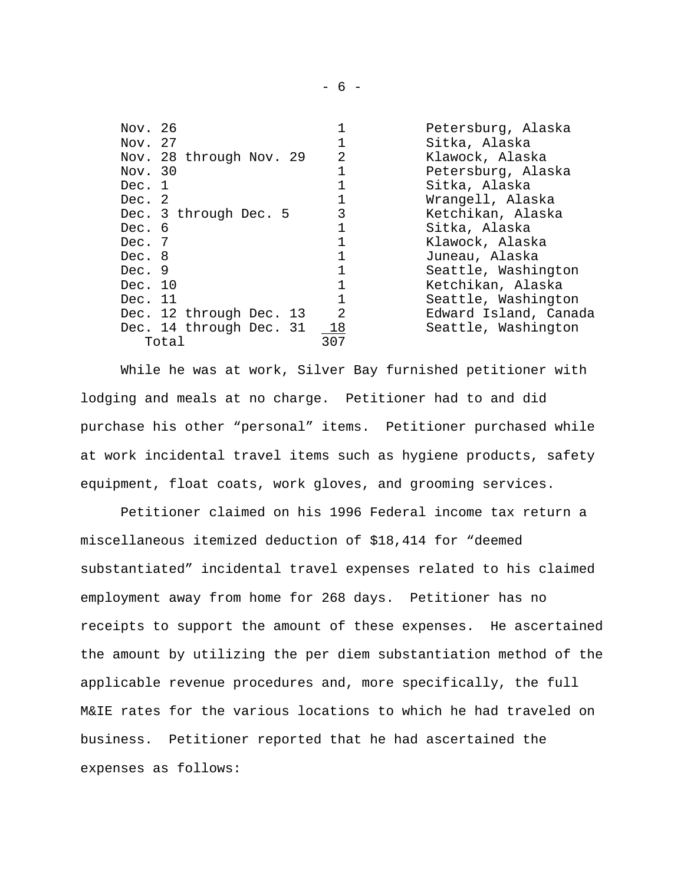| | | |
|---|---|---|
| Nov. 26 | 1 | Petersburg, Alaska |
| Nov. 27 | 1 | Sitka, Alaska |
| Nov. 28 through Nov. 29 | 2 | Klawock, Alaska |
| Nov. 30 | 1 | Petersburg, Alaska |
| Dec. 1 | 1 | Sitka, Alaska |
| Dec. 2 | 1 | Wrangell, Alaska |
| Dec. 3 through Dec. 5 | 3 | Ketchikan, Alaska |
| Dec. 6 | 1 | Sitka, Alaska |
| Dec. 7 | 1 | Klawock, Alaska |
| Dec. 8 | 1 | Juneau, Alaska |
| Dec. 9 | 1 | Seattle, Washington |
| Dec. 10 | 1 | Ketchikan, Alaska |
| Dec. 11 | 1 | Seattle, Washington |
| Dec. 12 through Dec. 13 | 2 | Edward Island, Canada |
| Dec. 14 through Dec. 31 | 18 | Seattle, Washington |
| Total | 307 | |

While he was at work, Silver Bay furnished petitioner with lodging and meals at no charge. Petitioner had to and did purchase his other "personal" items. Petitioner purchased while at work incidental travel items such as hygiene products, safety equipment, float coats, work gloves, and grooming services.

Petitioner claimed on his 1996 Federal income tax return a miscellaneous itemized deduction of $18,414 for "deemed substantiated" incidental travel expenses related to his claimed employment away from home for 268 days. Petitioner has no receipts to support the amount of these expenses. He ascertained the amount by utilizing the per diem substantiation method of the applicable revenue procedures and, more specifically, the full M&IE rates for the various locations to which he had traveled on business. Petitioner reported that he had ascertained the expenses as follows: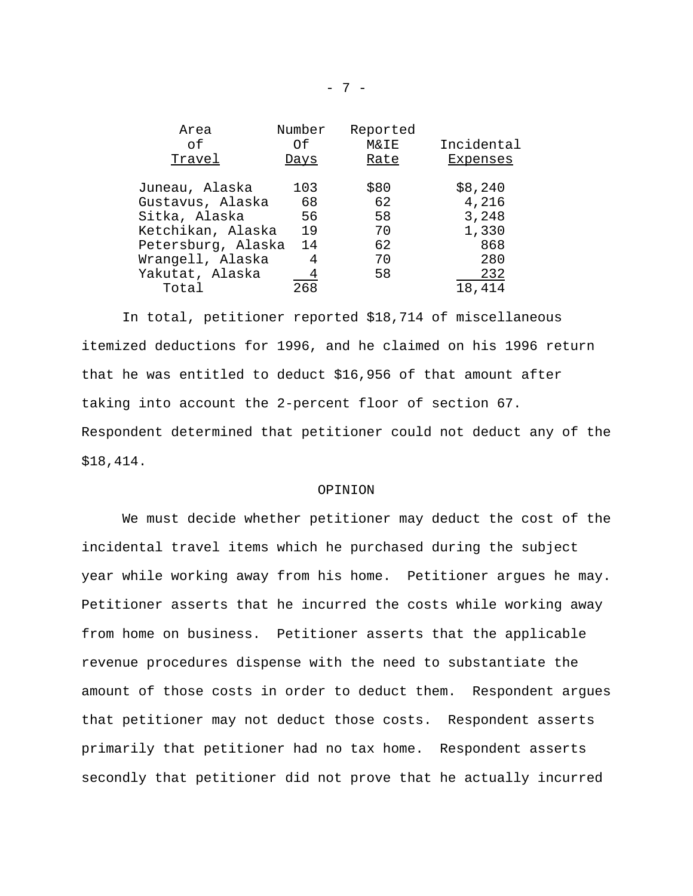| Area of Travel | Number Of Days | Reported M&IE Rate | Incidental Expenses |
|---|---|---|---|
| Juneau, Alaska | 103 | $80 | $8,240 |
| Gustavus, Alaska | 68 | 62 | 4,216 |
| Sitka, Alaska | 56 | 58 | 3,248 |
| Ketchikan, Alaska | 19 | 70 | 1,330 |
| Petersburg, Alaska | 14 | 62 | 868 |
| Wrangell, Alaska | 4 | 70 | 280 |
| Yakutat, Alaska | 4 | 58 | 232 |
| Total | 268 | | 18,414 |

In total, petitioner reported $18,714 of miscellaneous itemized deductions for 1996, and he claimed on his 1996 return that he was entitled to deduct $16,956 of that amount after taking into account the 2-percent floor of section 67. Respondent determined that petitioner could not deduct any of the $18,414.

OPINION

We must decide whether petitioner may deduct the cost of the incidental travel items which he purchased during the subject year while working away from his home. Petitioner argues he may. Petitioner asserts that he incurred the costs while working away from home on business. Petitioner asserts that the applicable revenue procedures dispense with the need to substantiate the amount of those costs in order to deduct them. Respondent argues that petitioner may not deduct those costs. Respondent asserts primarily that petitioner had no tax home. Respondent asserts secondly that petitioner did not prove that he actually incurred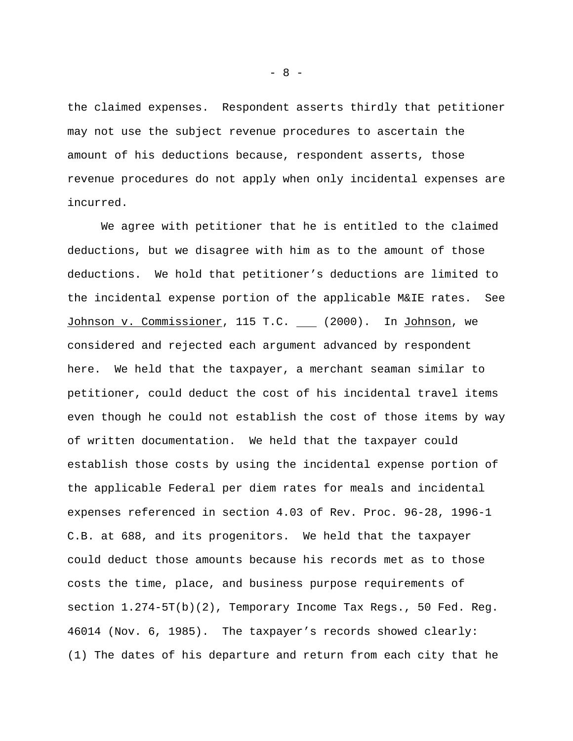the claimed expenses. Respondent asserts thirdly that petitioner may not use the subject revenue procedures to ascertain the amount of his deductions because, respondent asserts, those revenue procedures do not apply when only incidental expenses are incurred.

We agree with petitioner that he is entitled to the claimed deductions, but we disagree with him as to the amount of those deductions. We hold that petitioner's deductions are limited to the incidental expense portion of the applicable M&IE rates. See Johnson v. Commissioner, 115 T.C. ___ (2000). In Johnson, we considered and rejected each argument advanced by respondent here. We held that the taxpayer, a merchant seaman similar to petitioner, could deduct the cost of his incidental travel items even though he could not establish the cost of those items by way of written documentation. We held that the taxpayer could establish those costs by using the incidental expense portion of the applicable Federal per diem rates for meals and incidental expenses referenced in section 4.03 of Rev. Proc. 96-28, 1996-1 C.B. at 688, and its progenitors. We held that the taxpayer could deduct those amounts because his records met as to those costs the time, place, and business purpose requirements of section 1.274-5T(b)(2), Temporary Income Tax Regs., 50 Fed. Reg. 46014 (Nov. 6, 1985). The taxpayer's records showed clearly: (1) The dates of his departure and return from each city that he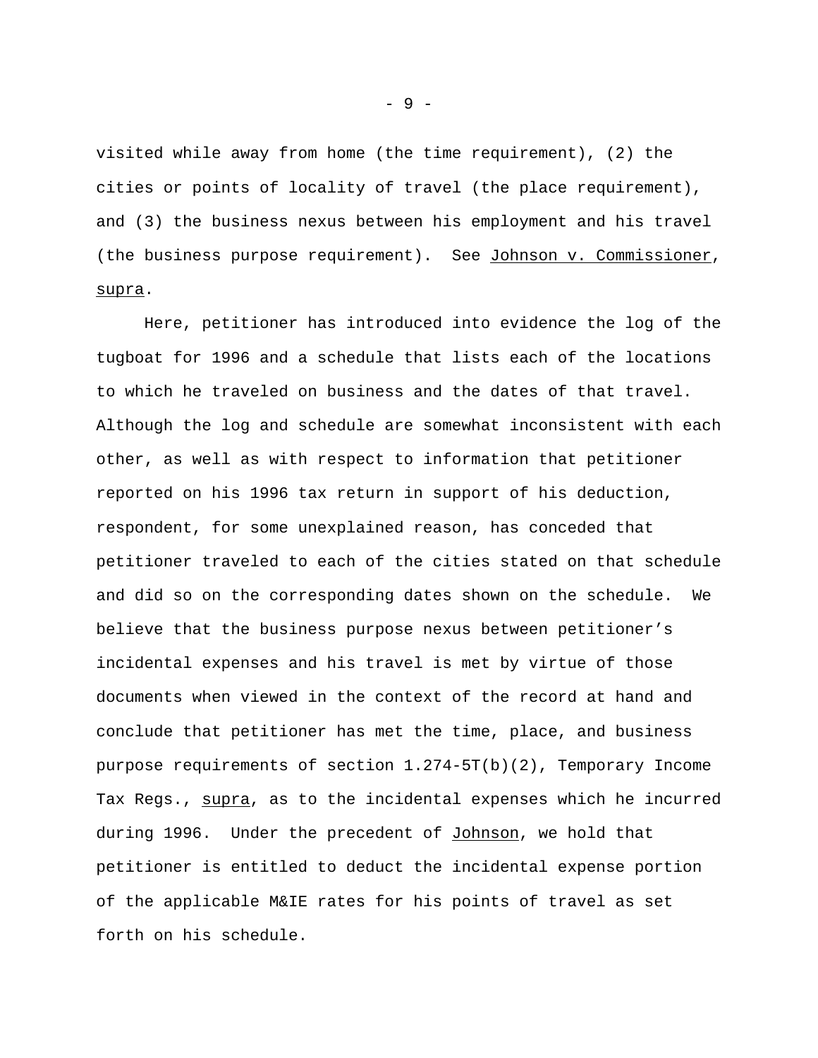visited while away from home (the time requirement), (2) the cities or points of locality of travel (the place requirement), and (3) the business nexus between his employment and his travel (the business purpose requirement). See Johnson v. Commissioner, supra.

Here, petitioner has introduced into evidence the log of the tugboat for 1996 and a schedule that lists each of the locations to which he traveled on business and the dates of that travel. Although the log and schedule are somewhat inconsistent with each other, as well as with respect to information that petitioner reported on his 1996 tax return in support of his deduction, respondent, for some unexplained reason, has conceded that petitioner traveled to each of the cities stated on that schedule and did so on the corresponding dates shown on the schedule. We believe that the business purpose nexus between petitioner's incidental expenses and his travel is met by virtue of those documents when viewed in the context of the record at hand and conclude that petitioner has met the time, place, and business purpose requirements of section 1.274-5T(b)(2), Temporary Income Tax Regs., supra, as to the incidental expenses which he incurred during 1996. Under the precedent of Johnson, we hold that petitioner is entitled to deduct the incidental expense portion of the applicable M&IE rates for his points of travel as set forth on his schedule.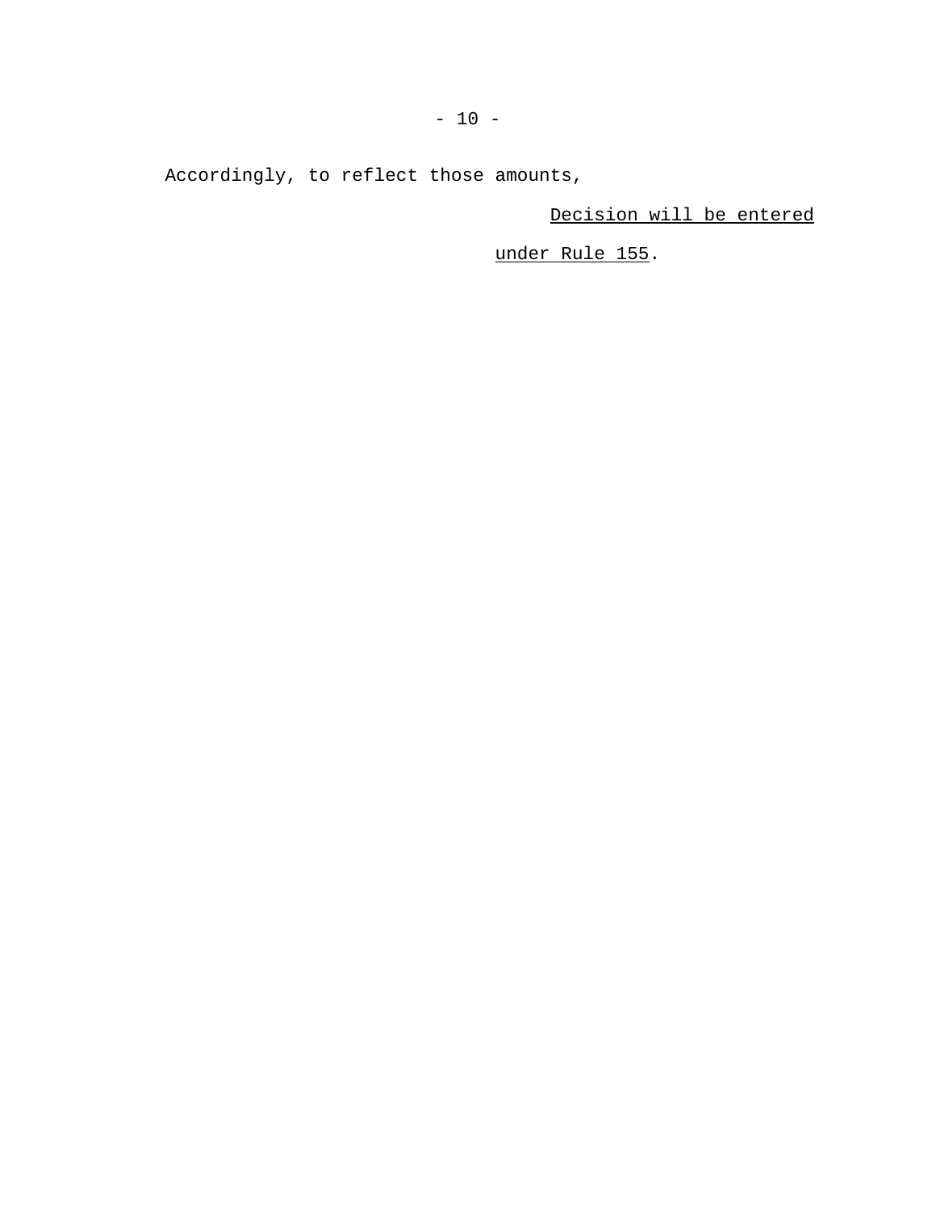Accordingly, to reflect those amounts,

Decision will be entered under Rule 155.